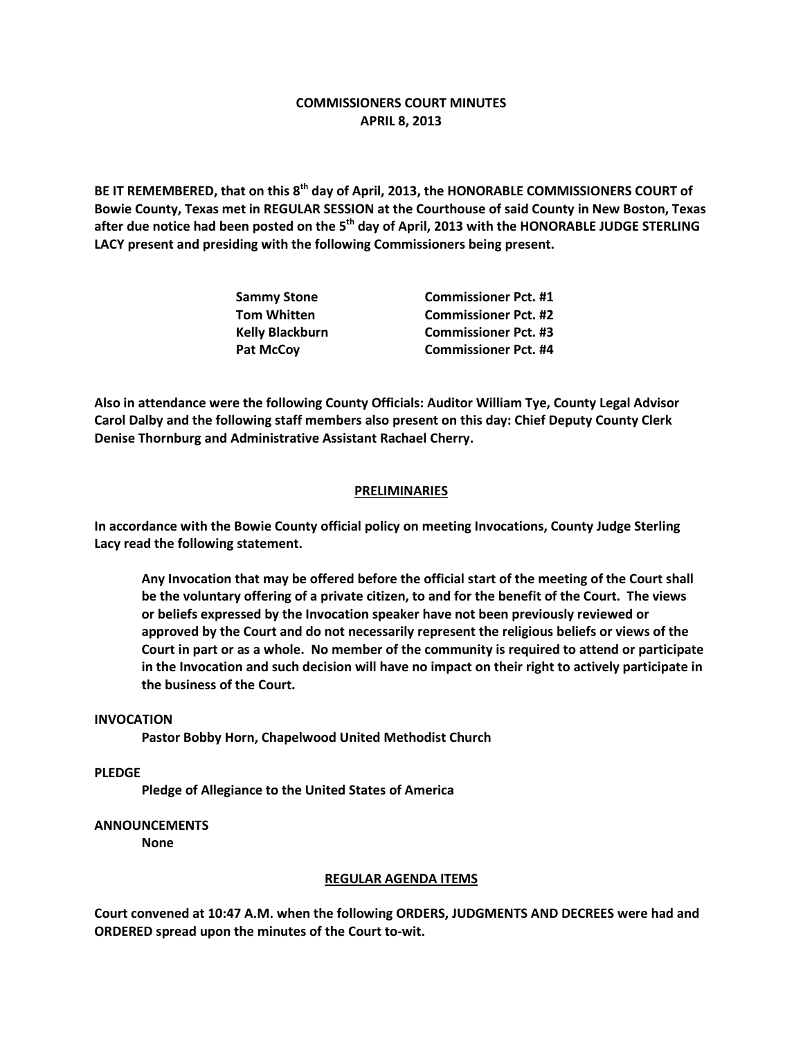# COMMISSIONERS COURT MINUTES
# APRIL 8, 2013

**BE IT REMEMBERED, that on this 8th day of April, 2013, the HONORABLE COMMISSIONERS COURT of Bowie County, Texas met in REGULAR SESSION at the Courthouse of said County in New Boston, Texas after due notice had been posted on the 5th day of April, 2013 with the HONORABLE JUDGE STERLING LACY present and presiding with the following Commissioners being present.**

| | |
|---|---|
| **Sammy Stone** | **Commissioner Pct. #1** |
| **Tom Whitten** | **Commissioner Pct. #2** |
| **Kelly Blackburn** | **Commissioner Pct. #3** |
| **Pat McCoy** | **Commissioner Pct. #4** |

**Also in attendance were the following County Officials: Auditor William Tye, County Legal Advisor Carol Dalby and the following staff members also present on this day: Chief Deputy County Clerk Denise Thornburg and Administrative Assistant Rachael Cherry.**

## PRELIMINARIES

**In accordance with the Bowie County official policy on meeting Invocations, County Judge Sterling Lacy read the following statement.**

> **Any Invocation that may be offered before the official start of the meeting of the Court shall be the voluntary offering of a private citizen, to and for the benefit of the Court. The views or beliefs expressed by the Invocation speaker have not been previously reviewed or approved by the Court and do not necessarily represent the religious beliefs or views of the Court in part or as a whole. No member of the community is required to attend or participate in the Invocation and such decision will have no impact on their right to actively participate in the business of the Court.**

**INVOCATION**

**Pastor Bobby Horn, Chapelwood United Methodist Church**

**PLEDGE**

**Pledge of Allegiance to the United States of America**

**ANNOUNCEMENTS**

**None**

## REGULAR AGENDA ITEMS

**Court convened at 10:47 A.M. when the following ORDERS, JUDGMENTS AND DECREES were had and ORDERED spread upon the minutes of the Court to-wit.**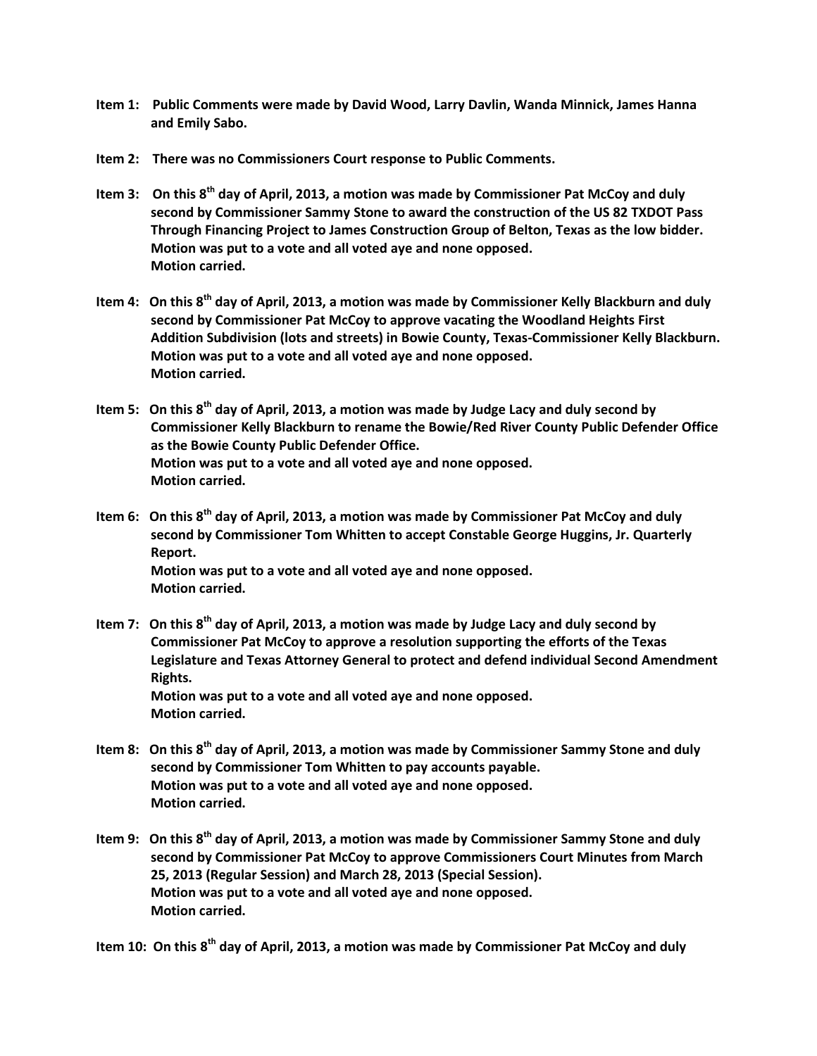**Item 1: Public Comments were made by David Wood, Larry Davlin, Wanda Minnick, James Hanna and Emily Sabo.**

**Item 2: There was no Commissioners Court response to Public Comments.**

**Item 3: On this 8th day of April, 2013, a motion was made by Commissioner Pat McCoy and duly second by Commissioner Sammy Stone to award the construction of the US 82 TXDOT Pass Through Financing Project to James Construction Group of Belton, Texas as the low bidder. Motion was put to a vote and all voted aye and none opposed. Motion carried.**

**Item 4: On this 8th day of April, 2013, a motion was made by Commissioner Kelly Blackburn and duly second by Commissioner Pat McCoy to approve vacating the Woodland Heights First Addition Subdivision (lots and streets) in Bowie County, Texas-Commissioner Kelly Blackburn. Motion was put to a vote and all voted aye and none opposed. Motion carried.**

**Item 5: On this 8th day of April, 2013, a motion was made by Judge Lacy and duly second by Commissioner Kelly Blackburn to rename the Bowie/Red River County Public Defender Office as the Bowie County Public Defender Office. Motion was put to a vote and all voted aye and none opposed. Motion carried.**

**Item 6: On this 8th day of April, 2013, a motion was made by Commissioner Pat McCoy and duly second by Commissioner Tom Whitten to accept Constable George Huggins, Jr. Quarterly Report. Motion was put to a vote and all voted aye and none opposed. Motion carried.**

**Item 7: On this 8th day of April, 2013, a motion was made by Judge Lacy and duly second by Commissioner Pat McCoy to approve a resolution supporting the efforts of the Texas Legislature and Texas Attorney General to protect and defend individual Second Amendment Rights. Motion was put to a vote and all voted aye and none opposed. Motion carried.**

**Item 8: On this 8th day of April, 2013, a motion was made by Commissioner Sammy Stone and duly second by Commissioner Tom Whitten to pay accounts payable. Motion was put to a vote and all voted aye and none opposed. Motion carried.**

**Item 9: On this 8th day of April, 2013, a motion was made by Commissioner Sammy Stone and duly second by Commissioner Pat McCoy to approve Commissioners Court Minutes from March 25, 2013 (Regular Session) and March 28, 2013 (Special Session). Motion was put to a vote and all voted aye and none opposed. Motion carried.**

**Item 10: On this 8th day of April, 2013, a motion was made by Commissioner Pat McCoy and duly**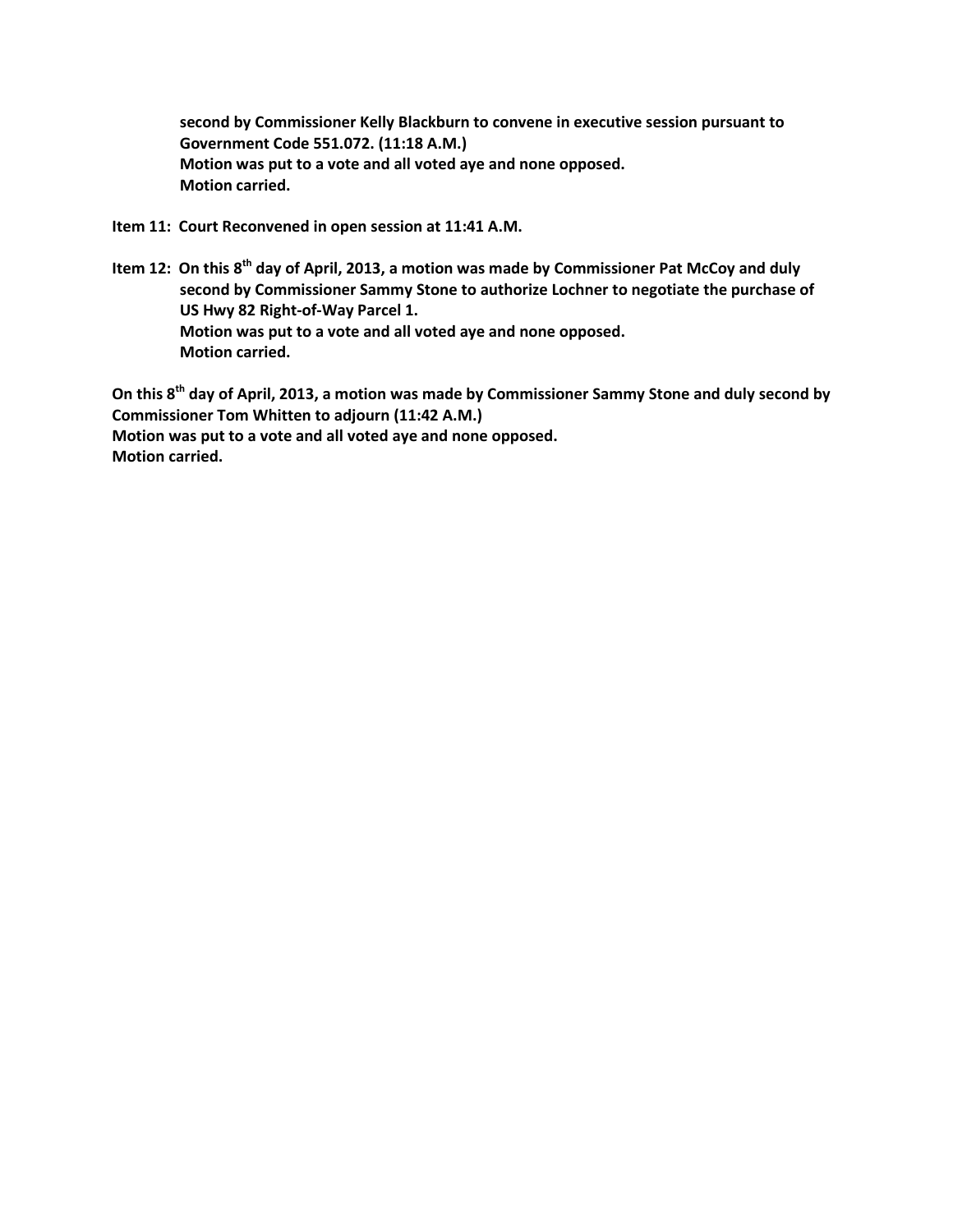**second by Commissioner Kelly Blackburn to convene in executive session pursuant to Government Code 551.072. (11:18 A.M.)**
**Motion was put to a vote and all voted aye and none opposed.**
**Motion carried.**

**Item 11: Court Reconvened in open session at 11:41 A.M.**

**Item 12: On this 8th day of April, 2013, a motion was made by Commissioner Pat McCoy and duly second by Commissioner Sammy Stone to authorize Lochner to negotiate the purchase of US Hwy 82 Right-of-Way Parcel 1.**
**Motion was put to a vote and all voted aye and none opposed.**
**Motion carried.**

**On this 8th day of April, 2013, a motion was made by Commissioner Sammy Stone and duly second by Commissioner Tom Whitten to adjourn (11:42 A.M.)**
**Motion was put to a vote and all voted aye and none opposed.**
**Motion carried.**